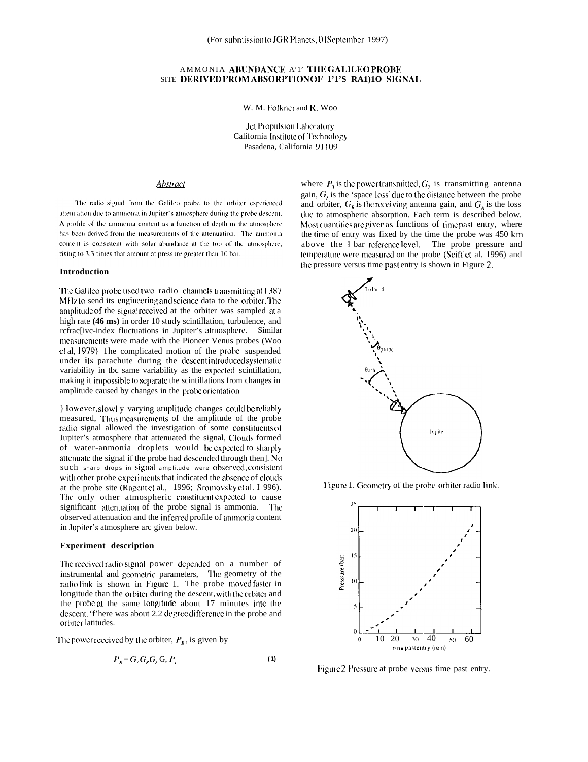(For submission to JGR Planets, 01 September 1997)

# AMMONIA ABUNDANCE A'1' THE GALILEO PROBE SITE DERIVED FROM ABSORPTION OF 1'1'S RA1)1O SIGNAL

W. M. Folkner and R. Woo

Jet Propulsion Laboratory
California Institute of Technology
Pasadena, California 91109

## *Abstract*

The radio signal from the Galileo probe to the orbiter experienced attenuation due to ammonia in Jupiter's atmosphere during the probe descent. A profile of the ammonia content as a function of depth in the atmosphere has been derived from the measurements of the attenuation. The ammonia content is consistent with solar abundance at the top of the atmosphere, rising to 3.3 times that amount at pressure greater than 10 bar.

## Introduction

The Galileo probe used two radio channels transmitting at 1387 MHz to send its engineering and science data to the orbiter. The amplitude of the signal received at the orbiter was sampled at a high rate **(46 ms)** in order 10 study scintillation, turbulence, and rcfrac[ivc-index fluctuations in Jupiter's atmosphere. Similar measurements were made with the Pioneer Venus probes (Woo et al, 1979). The complicated motion of the probe suspended under its parachute during the descent introduced systematic variability in tbc same variability as the expected scintillation, making it impossible to separate the scintillations from changes in amplitude caused by changes in the probe orientation.

} lowever, slowl y varying amplitude changes could be reliably measured, Thus measurements of the amplitude of the probe radio signal allowed the investigation of some constituents of Jupiter's atmosphere that attenuated the signal, Clouds formed of water-anmonia droplets would be expected to sharply attenuate the signal if the probe had descended through then]. No such sharp drops in signal amplitude were observed, consistent with other probe experiments that indicated the absence of clouds at the probe site (Ragent et al., 1996; Sromovsky et al. I 996). The only other atmospheric constituent expected to cause significant attenuation of the probe signal is ammonia. The observed attenuation and the inferred profile of ammonia content in Jupiter's atmosphere arc given below.

## Experiment description

The received radio signal power depended on a number of instrumental and geometric parameters, The geometry of the radio link is shown in Figure 1. The probe moved faster in longitude than the orbiter during the descent, with the orbiter and the probe at the same longitude about 17 minutes into the descent. 'f'here was about 2.2 degree difference in the probe and orbiter latitudes.

The power received by the orbiter, $P_R$, is given by

$$P_R = G_A G_R G_S G_T P_T \qquad (1)$$

where $P_T$ is the power transmitted, $G_T$ is transmitting antenna gain, $G_S$ is the 'space loss' due to the distance between the probe and orbiter, $G_R$ is the receiving antenna gain, and $G_A$ is the loss due to atmospheric absorption. Each term is described below. Most quantities are given as functions of time past entry, where the time of entry was fixed by the time the probe was 450 km above the 1 bar reference level. The probe pressure and temperature were measured on the probe (Seiff et al. 1996) and the pressure versus time past entry is shown in Figure 2.

Figure 1. Geometry of the probe-orbiter radio link.

Figure 2. Pressure at probe versus time past entry.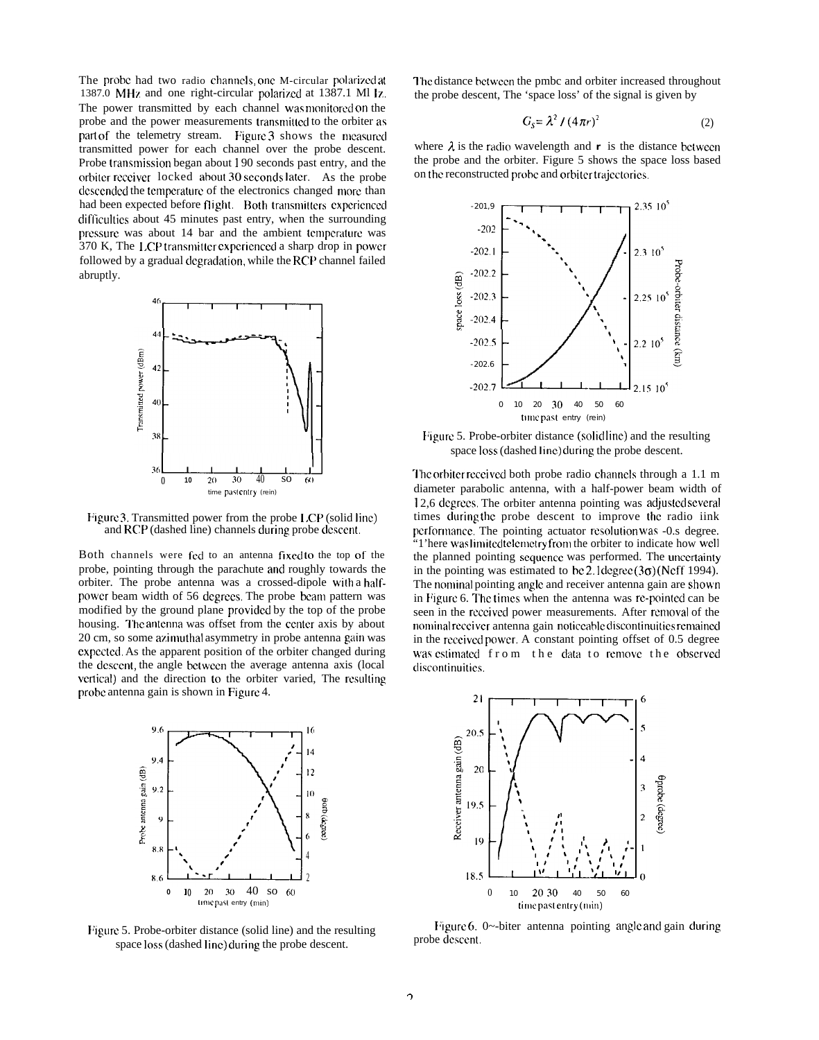The probe had two radio channels, one M-circular polarized at 1387.0 MHz and one right-circular polarized at 1387.1 Ml Iz. The power transmitted by each channel was monitored on the probe and the power measurements transmitted to the orbiter as part of the telemetry stream. Figure 3 shows the measured transmitted power for each channel over the probe descent. Probe transmission began about 1 90 seconds past entry, and the orbiter receiver locked about 30 seconds later. As the probe descended the temperature of the electronics changed more than had been expected before flight. Both transmitters experienced difficulties about 45 minutes past entry, when the surrounding pressure was about 14 bar and the ambient temperature was 370 K, The LCP transmitter experienced a sharp drop in power followed by a gradual degradation, while the RCP channel failed abruptly.

Figure 3. Transmitted power from the probe LCP (solid line) and RCP (dashed line) channels during probe descent.

Both channels were fed to an antenna fixed to the top of the probe, pointing through the parachute and roughly towards the orbiter. The probe antenna was a crossed-dipole with a half-power beam width of 56 degrees. The probe beam pattern was modified by the ground plane provided by the top of the probe housing. The antenna was offset from the center axis by about 20 cm, so some azimuthal asymmetry in probe antenna gain was expected. As the apparent position of the orbiter changed during the descent, the angle between the average antenna axis (local vertical) and the direction to the orbiter varied, The resulting probe antenna gain is shown in Figure 4.

Figure 5. Probe-orbiter distance (solid line) and the resulting space loss (dashed line) during the probe descent.

The distance between the pmbc and orbiter increased throughout the probe descent, The 'space loss' of the signal is given by

$$G_S = \lambda^2 / (4\pi r)^2 \qquad (2)$$

where $\lambda$ is the radio wavelength and $\mathbf{r}$ is the distance between the probe and the orbiter. Figure 5 shows the space loss based on the reconstructed probe and orbiter trajectories.

Figure 5. Probe-orbiter distance (solid line) and the resulting space loss (dashed line) during the probe descent.

The orbiter received both probe radio channels through a 1.1 m diameter parabolic antenna, with a half-power beam width of 12,6 degrees. The orbiter antenna pointing was adjusted several times during the probe descent to improve the radio iink performance. The pointing actuator resolution was -0.s degree. "1'here was limited telemetry from the orbiter to indicate how well the planned pointing sequence was performed. The uncertainty in the pointing was estimated to be 2.1 degree ($3\sigma$) (Neff 1994). The nominal pointing angle and receiver antenna gain are shown in Figure 6. The times when the antenna was re-pointed can be seen in the received power measurements. After removal of the nominal receiver antenna gain noticeable discontinuities remained in the received power. A constant pointing offset of 0.5 degree was estimated from the data to remove the observed discontinuities.

Figure 6. 0~-biter antenna pointing angle and gain during probe descent.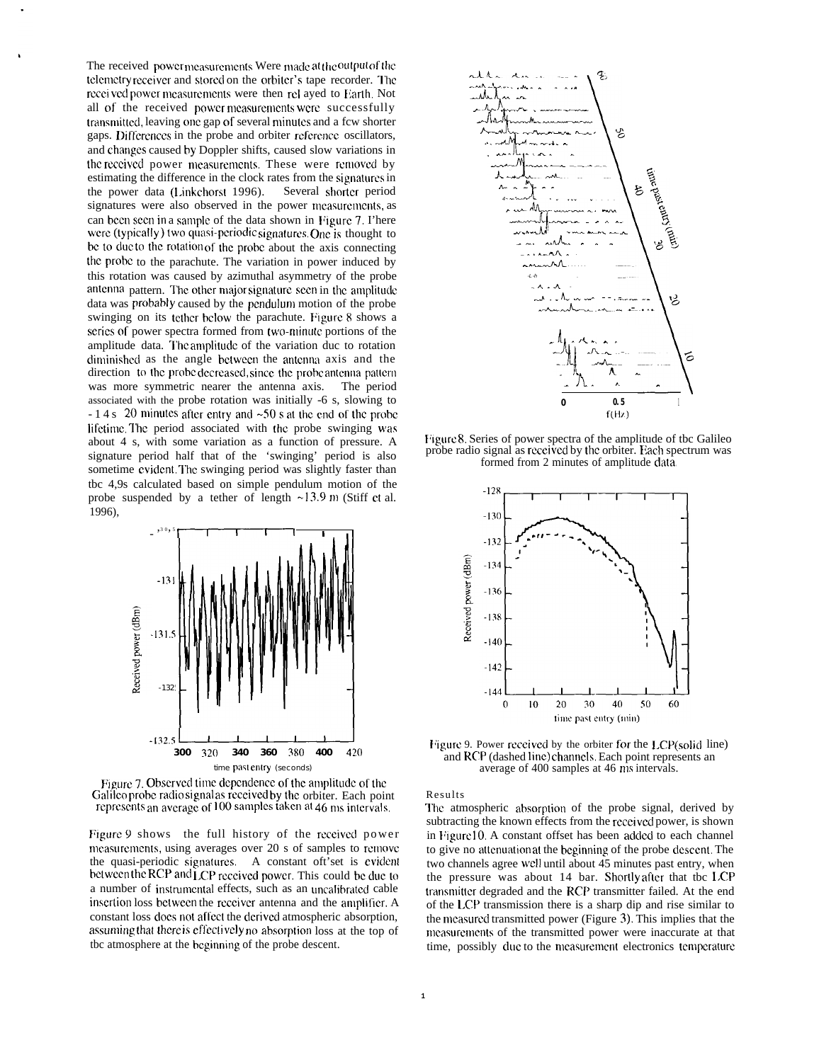The received power measurements were made at the output of the telemetry receiver and stored on the orbiter's tape recorder. The received power measurements were then relayed to Earth. Not all of the received power measurements were successfully transmitted, leaving one gap of several minutes and a few shorter gaps. Differences in the probe and orbiter reference oscillators, and changes caused by Doppler shifts, caused slow variations in the received power measurements. These were removed by estimating the difference in the clock rates from the signatures in the power data (Linkchorst 1996). Several shorter period signatures were also observed in the power measurements, as can been seen in a sample of the data shown in Figure 7. There were (typically) two quasi-periodic signatures. One is thought to be to due to the rotation of the probe about the axis connecting the probe to the parachute. The variation in power induced by this rotation was caused by azimuthal asymmetry of the probe antenna pattern. The other major signature seen in the amplitude data was probably caused by the pendulum motion of the probe swinging on its tether below the parachute. Figure 8 shows a series of power spectra formed from two-minute portions of the amplitude data. The amplitude of the variation due to rotation diminished as the angle between the antenna axis and the direction to the probe decreased, since the probe antenna pattern was more symmetric nearer the antenna axis. The period associated with the probe rotation was initially -6 s, slowing to - 1 4 s 20 minutes after entry and ~50 s at the end of the probe lifetime. The period associated with the probe swinging was about 4 s, with some variation as a function of pressure. A signature period half that of the 'swinging' period is also sometime evident. The swinging period was slightly faster than the 4,9s calculated based on simple pendulum motion of the probe suspended by a tether of length ~13.9 m (Stiff et al. 1996),

Figure 7. Observed time dependence of the amplitude of the Galileo probe radio signal as received by the orbiter. Each point represents an average of 100 samples taken at 46 ms intervals.

Figure 9 shows the full history of the received power measurements, using averages over 20 s of samples to remove the quasi-periodic signatures. A constant offset is evident between the RCP and LCP received power. This could be due to a number of instrumental effects, such as an uncalibrated cable insertion loss between the receiver antenna and the amplifier. A constant loss does not affect the derived atmospheric absorption, assuming that there is effectively no absorption loss at the top of the atmosphere at the beginning of the probe descent.

Figure 8. Series of power spectra of the amplitude of the Galileo probe radio signal as received by the orbiter. Each spectrum was formed from 2 minutes of amplitude data.

Figure 9. Power received by the orbiter for the LCP (solid line) and RCP (dashed line) channels. Each point represents an average of 400 samples at 46 ms intervals.

## Results

The atmospheric absorption of the probe signal, derived by subtracting the known effects from the received power, is shown in Figure 10. A constant offset has been added to each channel to give no attenuation at the beginning of the probe descent. The two channels agree well until about 45 minutes past entry, when the pressure was about 14 bar. Shortly after that the LCP transmitter degraded and the RCP transmitter failed. At the end of the LCP transmission there is a sharp dip and rise similar to the measured transmitted power (Figure 3). This implies that the measurements of the transmitted power were inaccurate at that time, possibly due to the measurement electronics temperature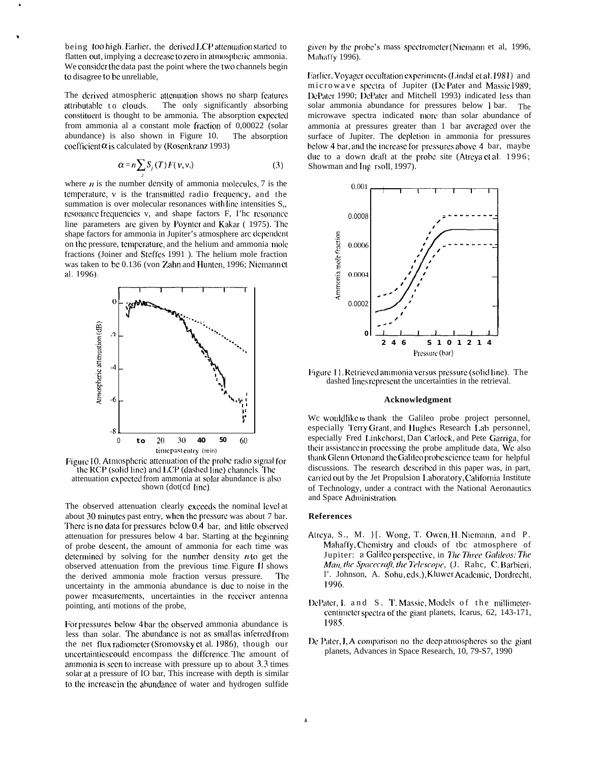being too high. Earlier, the derived LCP attenuation started to flatten out, implying a decrease to zero in atmospheric ammonia. We consider the data past the point where the two channels begin to disagree to be unreliable,

The derived atmospheric attenuation shows no sharp features attributable to clouds. The only significantly absorbing constituent is thought to be ammonia. The absorption expected from ammonia al a constant mole fraction of 0,00022 (solar abundance) is also shown in Figure 10. The absorption coefficient $\alpha$ is calculated by (Rosenkranz 1993)

$$\alpha = n \sum_j S_j(T) F(\nu, \nu_j) \qquad (3)$$

where $n$ is the number density of ammonia molecules, 7 is the temperature, v is the transmitted radio frequency, and the summation is over molecular resonances with line intensities S,, resonance frequencies v, and shape factors F, I'hc resonance line parameters are given by Poynter and Kakar ( 1975). The shape factors for ammonia in Jupiter's atmosphere arc dependent on the pressure, temperature, and the helium and ammonia mole fractions (Joiner and Steffes 1991 ). The helium mole fraction was taken to be 0.136 (von Zahn and Hunten, 1996; Niemann et al. 1996).

Figure 10. Atmospheric attenuation of the probe radio signal for the RCP (solid line) and LCP (dashed line) channels. The attenuation expected from ammonia at solar abundance is also shown (dotted line).

The observed attenuation clearly exceeds the nominal level at about 30 minutes past entry, when the pressure was about 7 bar. There is no data for pressures below 0.4 bar, and little observed attenuation for pressures below 4 bar. Starting at the beginning of probe descent, the amount of ammonia for each time was determined by solving for the number density $n$ to get the observed attenuation from the previous time. Figure 11 shows the derived ammonia mole fraction versus pressure. The uncertainty in the ammonia abundance is due to noise in the power measurements, uncertainties in the receiver antenna pointing, anti motions of the probe,

For pressures below 4 bar the observed ammonia abundance is less than solar. The abundance is not as small as inferred from the net flux radiometer (Sromovsky et al. 1986), though our uncertainties could encompass the difference. The amount of ammonia is seen to increase with pressure up to about 3.3 times solar at a pressure of IO bar, This increase with depth is similar to the increase in the abundance of water and hydrogen sulfide given by the probe's mass spectrometer (Niemann et al, 1996, Mahaffy 1996).

Earlier, Voyager occultation experiments (Lindal et al. 1981) and microwave spectra of Jupiter (De Pater and Massie 1989; DePater 1990; DePater and Mitchell 1993) indicated less than solar ammonia abundance for pressures below 1 bar. The microwave spectra indicated more than solar abundance of ammonia at pressures greater than 1 bar averaged over the surface of Jupiter. The depletion in ammonia for pressures below 4 bar, and the increase for pressures above 4 bar, maybe due to a down draft at the probe site (Atreya et al. 1996; Showman and Ingersoll, 1997).

Figure 11. Retrieved ammonia versus pressure (solid line). The dashed lines represent the uncertainties in the retrieval.

### Acknowledgment

We would like to thank the Galileo probe project personnel, especially Terry Grant, and Hughes Research Lab personnel, especially Fred Linkehorst, Dan Carlock, and Pete Garriga, for their assistance in processing the probe amplitude data, We also thank Glenn Orton and the Galileo probe science team for helpful discussions. The research described in this paper was, in part, carried out by the Jet Propulsion Laboratory, California Institute of Technology, under a contract with the National Aeronautics and Space Administration.

### References

Atreya, S., M. H. Wong, T. Owen, H. Niemann, and P. Mahaffy, Chemistry and clouds of the atmosphere of Jupiter: a Galileo perspective, in *The Three Galileos: The Man, the Spacecraft, the Telescope*, (J. Rahe, C. Barbieri, P. Johnson, A. Sohu, eds.), Kluwer Academic, Dordrecht, 1996.

DePater, I. and S. T. Massie, Models of the millimeter-centimeter spectra of the giant planets, Icarus, 62, 143-171, 1985.

De Pater, I, A comparison no the deep atmospheres so the giant planets, Advances in Space Research, 10, 79-S7, 1990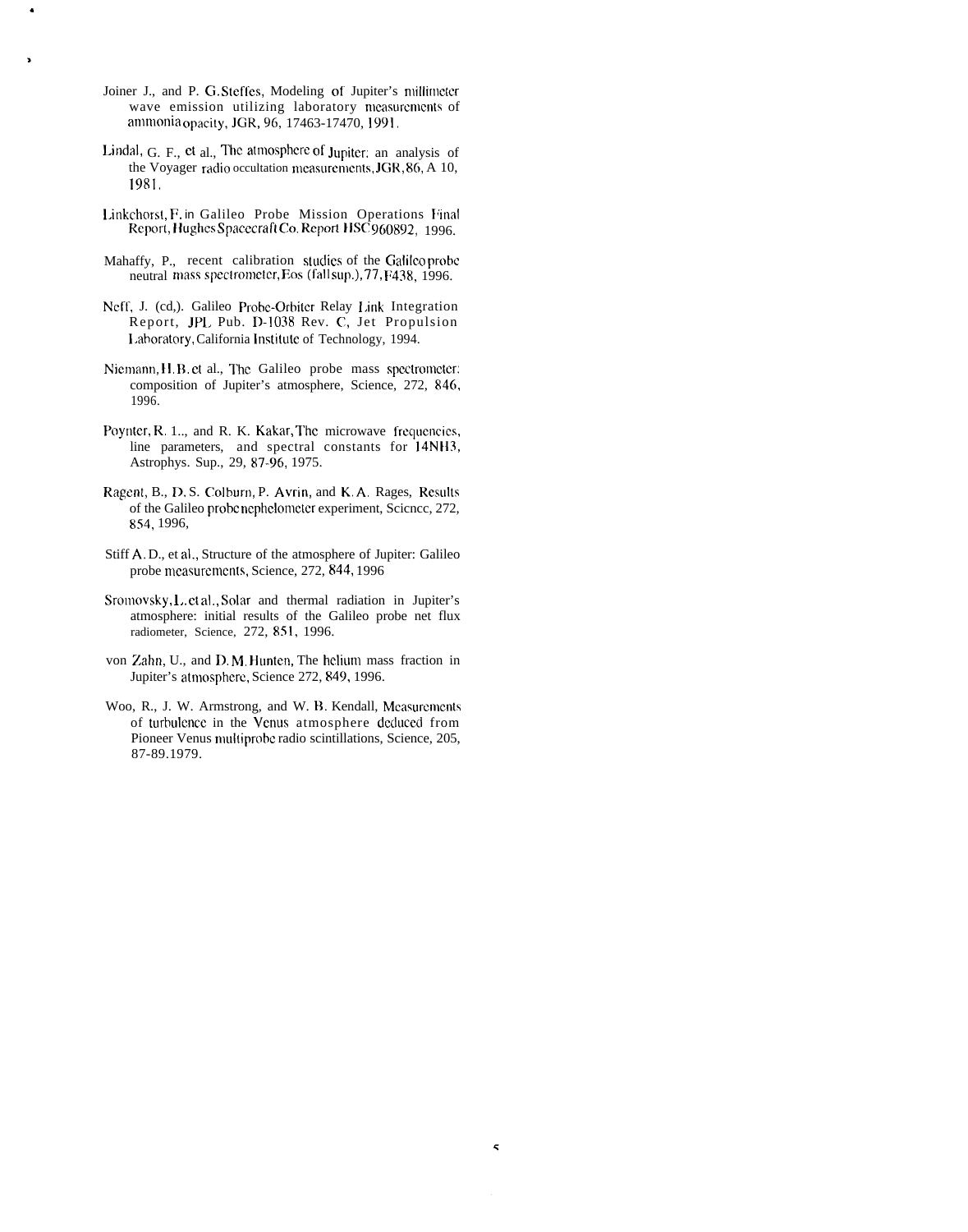Joiner J., and P. G. Steffes, Modeling of Jupiter's millimeter wave emission utilizing laboratory measurements of ammonia opacity, JGR, 96, 17463-17470, 1991.

Lindal, G. F., et al., The atmosphere of Jupiter: an analysis of the Voyager radio occultation measurements, JGR, 86, A 10, 1981.

Linkchorst, F. in Galileo Probe Mission Operations Final Report, Hughes Spacecraft Co. Report HSC 960892, 1996.

Mahaffy, P., recent calibration studies of the Galileo probe neutral mass spectrometer, Eos (fall sup.), 77, F438, 1996.

Neff, J. (cd,). Galileo Probe-Orbiter Relay Link Integration Report, JPL Pub. D-1038 Rev. C, Jet Propulsion Laboratory, California Institute of Technology, 1994.

Niemann, H. B. et al., The Galileo probe mass spectrometer: composition of Jupiter's atmosphere, Science, 272, 846, 1996.

Poynter, R. 1.., and R. K. Kakar, The microwave frequencies, line parameters, and spectral constants for 14NH3, Astrophys. Sup., 29, 87-96, 1975.

Ragent, B., D. S. Colburn, P. Avrin, and K. A. Rages, Results of the Galileo probe nephelometer experiment, Scicncc, 272, 854, 1996,

Stiff A. D., et al., Structure of the atmosphere of Jupiter: Galileo probe measurements, Science, 272, 844, 1996

Sromovsky, L. et al., Solar and thermal radiation in Jupiter's atmosphere: initial results of the Galileo probe net flux radiometer, Science, 272, 851, 1996.

von Zahn, U., and D. M. Hunten, The helium mass fraction in Jupiter's atmosphere, Science 272, 849, 1996.

Woo, R., J. W. Armstrong, and W. B. Kendall, Measurements of turbulence in the Venus atmosphere deduced from Pioneer Venus multiprobe radio scintillations, Science, 205, 87-89.1979.